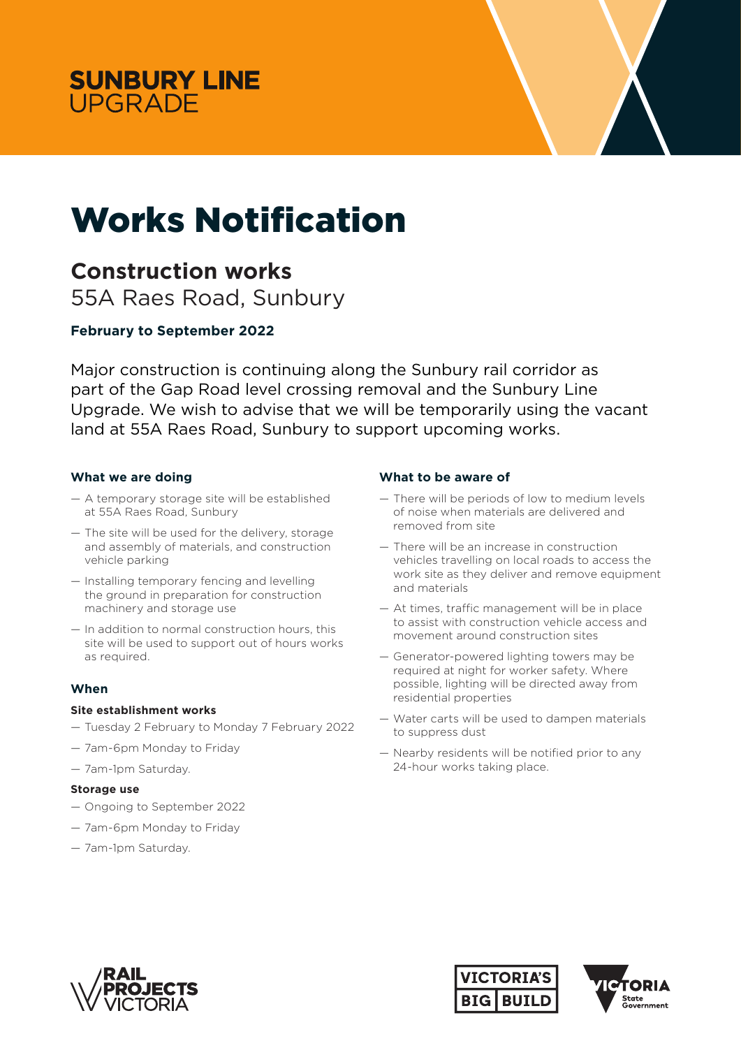SUNBURY LINE UPGRADE

# Works Notification

## Construction works

55A Raes Road, Sunbury

**February to September 2022**

Major construction is continuing along the Sunbury rail corridor as part of the Gap Road level crossing removal and the Sunbury Line Upgrade. We wish to advise that we will be temporarily using the vacant land at 55A Raes Road, Sunbury to support upcoming works.

### What we are doing

- A temporary storage site will be established at 55A Raes Road, Sunbury
- The site will be used for the delivery, storage and assembly of materials, and construction vehicle parking
- Installing temporary fencing and levelling the ground in preparation for construction machinery and storage use
- In addition to normal construction hours, this site will be used to support out of hours works as required.

### When

**Site establishment works**

- Tuesday 2 February to Monday 7 February 2022
- 7am-6pm Monday to Friday
- 7am-1pm Saturday.

**Storage use**

- Ongoing to September 2022
- 7am-6pm Monday to Friday
- 7am-1pm Saturday.

### What to be aware of

- There will be periods of low to medium levels of noise when materials are delivered and removed from site
- There will be an increase in construction vehicles travelling on local roads to access the work site as they deliver and remove equipment and materials
- At times, traffic management will be in place to assist with construction vehicle access and movement around construction sites
- Generator-powered lighting towers may be required at night for worker safety. Where possible, lighting will be directed away from residential properties
- Water carts will be used to dampen materials to suppress dust
- Nearby residents will be notified prior to any 24-hour works taking place.

RAIL PROJECTS VICTORIA | VICTORIA'S BIG BUILD | VICTORIA State Government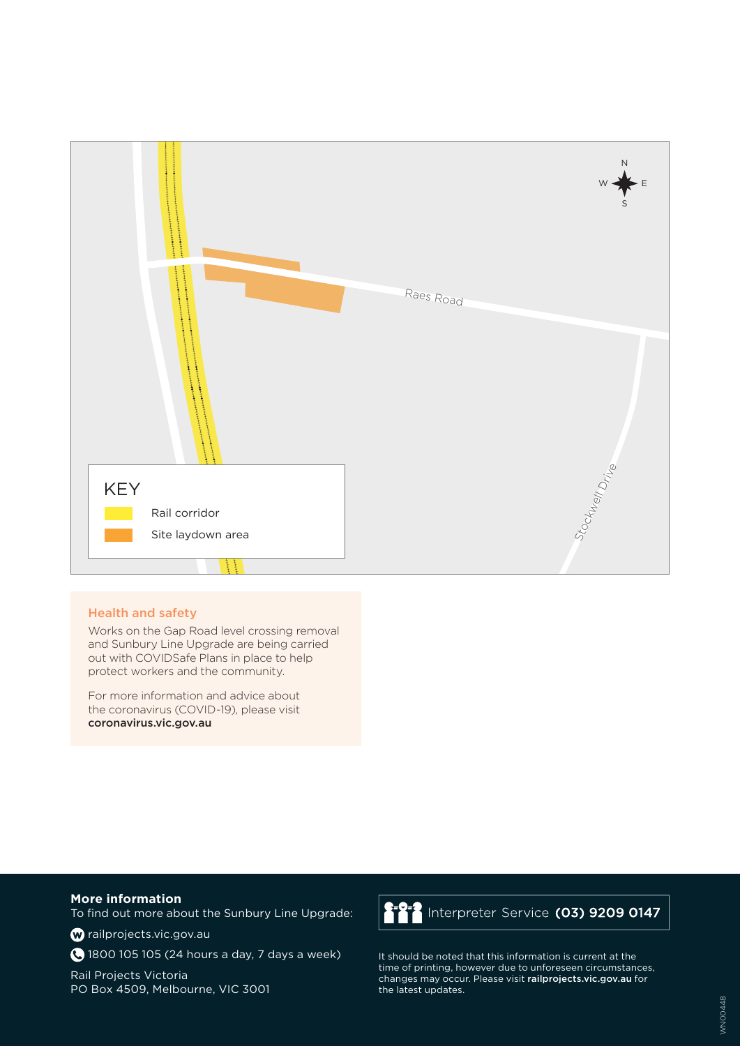N

W E

S

Raes Road

Stockwell Drive

KEY

Rail corridor

Site laydown area

### Health and safety

Works on the Gap Road level crossing removal and Sunbury Line Upgrade are being carried out with COVIDSafe Plans in place to help protect workers and the community.

For more information and advice about the coronavirus (COVID-19), please visit **coronavirus.vic.gov.au**

**More information**

To find out more about the Sunbury Line Upgrade:

railprojects.vic.gov.au

1800 105 105 (24 hours a day, 7 days a week)

Rail Projects Victoria
PO Box 4509, Melbourne, VIC 3001

Interpreter Service **(03) 9209 0147**

It should be noted that this information is current at the time of printing, however due to unforeseen circumstances, changes may occur. Please visit **railprojects.vic.gov.au** for the latest updates.

WN00448